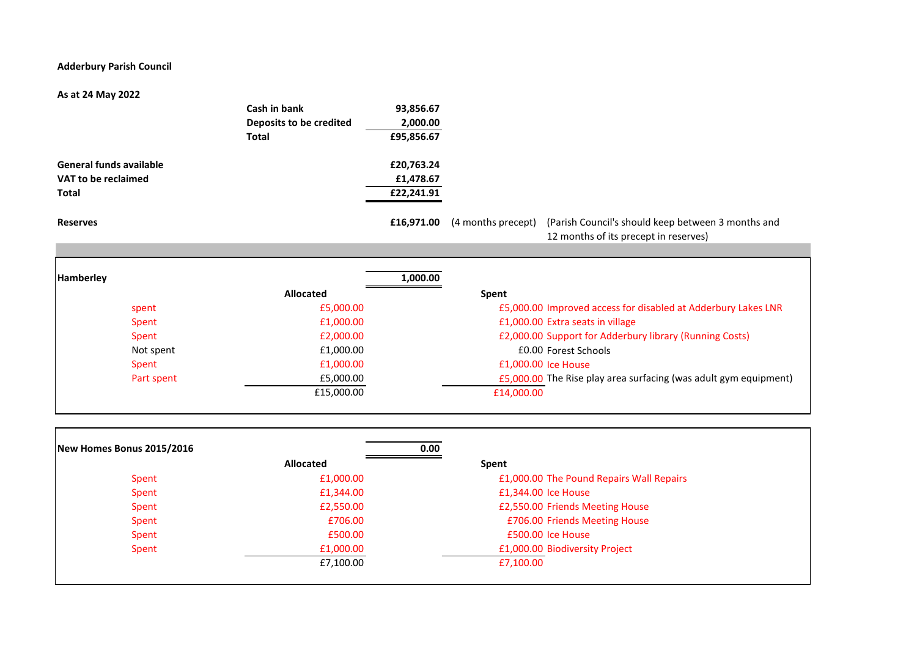**Adderbury Parish Council**

**As at 24 May 2022**

| | | |
|---|---|---|
| **Cash in bank** | **93,856.67** | |
| **Deposits to be credited** | **2,000.00** | |
| **Total** | **£95,856.67** | |

| | |
|---|---|
| **General funds available** | **£20,763.24** |
| **VAT to be reclaimed** | **£1,478.67** |
| **Total** | **£22,241.91** |

| | | | |
|---|---|---|---|
| **Reserves** | **£16,971.00** | (4 months precept) | (Parish Council's should keep between 3 months and 12 months of its precept in reserves) |

| **Hamberley** | | **1,000.00** | | |
|---|---|---|---|---|
| | **Allocated** | | **Spent** | |
| spent | £5,000.00 | | £5,000.00 | Improved access for disabled at Adderbury Lakes LNR |
| Spent | £1,000.00 | | £1,000.00 | Extra seats in village |
| Spent | £2,000.00 | | £2,000.00 | Support for Adderbury library (Running Costs) |
| Not spent | £1,000.00 | | £0.00 | Forest Schools |
| Spent | £1,000.00 | | £1,000.00 | Ice House |
| Part spent | £5,000.00 | | £5,000.00 | The Rise play area surfacing (was adult gym equipment) |
| | £15,000.00 | | £14,000.00 | |

| **New Homes Bonus 2015/2016** | | **0.00** | | |
|---|---|---|---|---|
| | **Allocated** | | **Spent** | |
| Spent | £1,000.00 | | £1,000.00 | The Pound Repairs Wall Repairs |
| Spent | £1,344.00 | | £1,344.00 | Ice House |
| Spent | £2,550.00 | | £2,550.00 | Friends Meeting House |
| Spent | £706.00 | | £706.00 | Friends Meeting House |
| Spent | £500.00 | | £500.00 | Ice House |
| Spent | £1,000.00 | | £1,000.00 | Biodiversity Project |
| | £7,100.00 | | £7,100.00 | |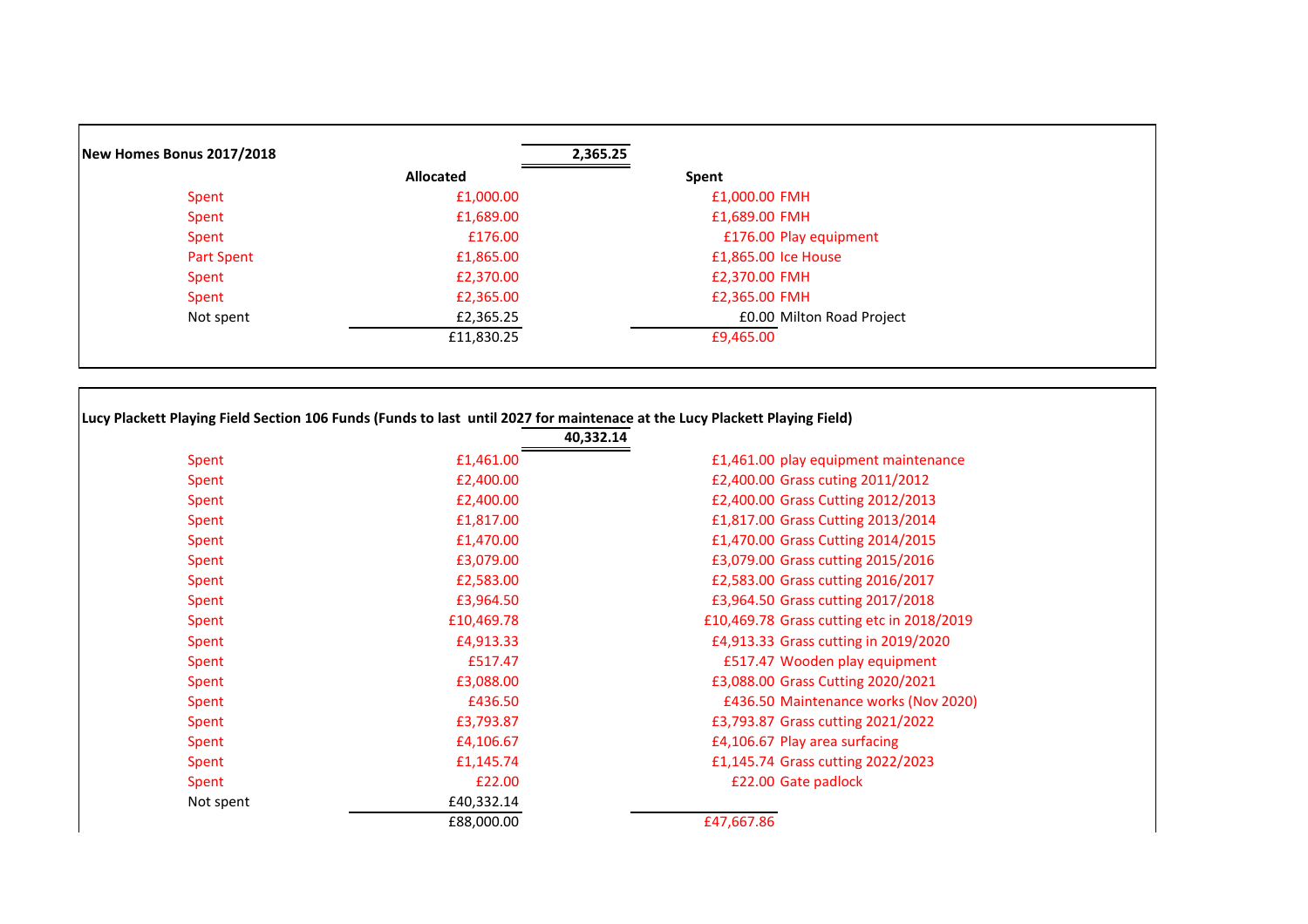**New Homes Bonus 2017/2018**

| | Allocated | 2,365.25 | Spent | |
|---|---|---|---|---|
| Spent | £1,000.00 | | £1,000.00 | FMH |
| Spent | £1,689.00 | | £1,689.00 | FMH |
| Spent | £176.00 | | £176.00 | Play equipment |
| Part Spent | £1,865.00 | | £1,865.00 | Ice House |
| Spent | £2,370.00 | | £2,370.00 | FMH |
| Spent | £2,365.00 | | £2,365.00 | FMH |
| Not spent | £2,365.25 | | £0.00 | Milton Road Project |
| | £11,830.25 | | £9,465.00 | |

**Lucy Plackett Playing Field Section 106 Funds (Funds to last until 2027 for maintenace at the Lucy Plackett Playing Field)**

| | | 40,332.14 | | |
|---|---|---|---|---|
| Spent | £1,461.00 | | £1,461.00 | play equipment maintenance |
| Spent | £2,400.00 | | £2,400.00 | Grass cuting 2011/2012 |
| Spent | £2,400.00 | | £2,400.00 | Grass Cutting 2012/2013 |
| Spent | £1,817.00 | | £1,817.00 | Grass Cutting 2013/2014 |
| Spent | £1,470.00 | | £1,470.00 | Grass Cutting 2014/2015 |
| Spent | £3,079.00 | | £3,079.00 | Grass cutting 2015/2016 |
| Spent | £2,583.00 | | £2,583.00 | Grass cutting 2016/2017 |
| Spent | £3,964.50 | | £3,964.50 | Grass cutting 2017/2018 |
| Spent | £10,469.78 | | £10,469.78 | Grass cutting etc in 2018/2019 |
| Spent | £4,913.33 | | £4,913.33 | Grass cutting in 2019/2020 |
| Spent | £517.47 | | £517.47 | Wooden play equipment |
| Spent | £3,088.00 | | £3,088.00 | Grass Cutting 2020/2021 |
| Spent | £436.50 | | £436.50 | Maintenance works (Nov 2020) |
| Spent | £3,793.87 | | £3,793.87 | Grass cutting 2021/2022 |
| Spent | £4,106.67 | | £4,106.67 | Play area surfacing |
| Spent | £1,145.74 | | £1,145.74 | Grass cutting 2022/2023 |
| Spent | £22.00 | | £22.00 | Gate padlock |
| Not spent | £40,332.14 | | | |
| | £88,000.00 | | £47,667.86 | |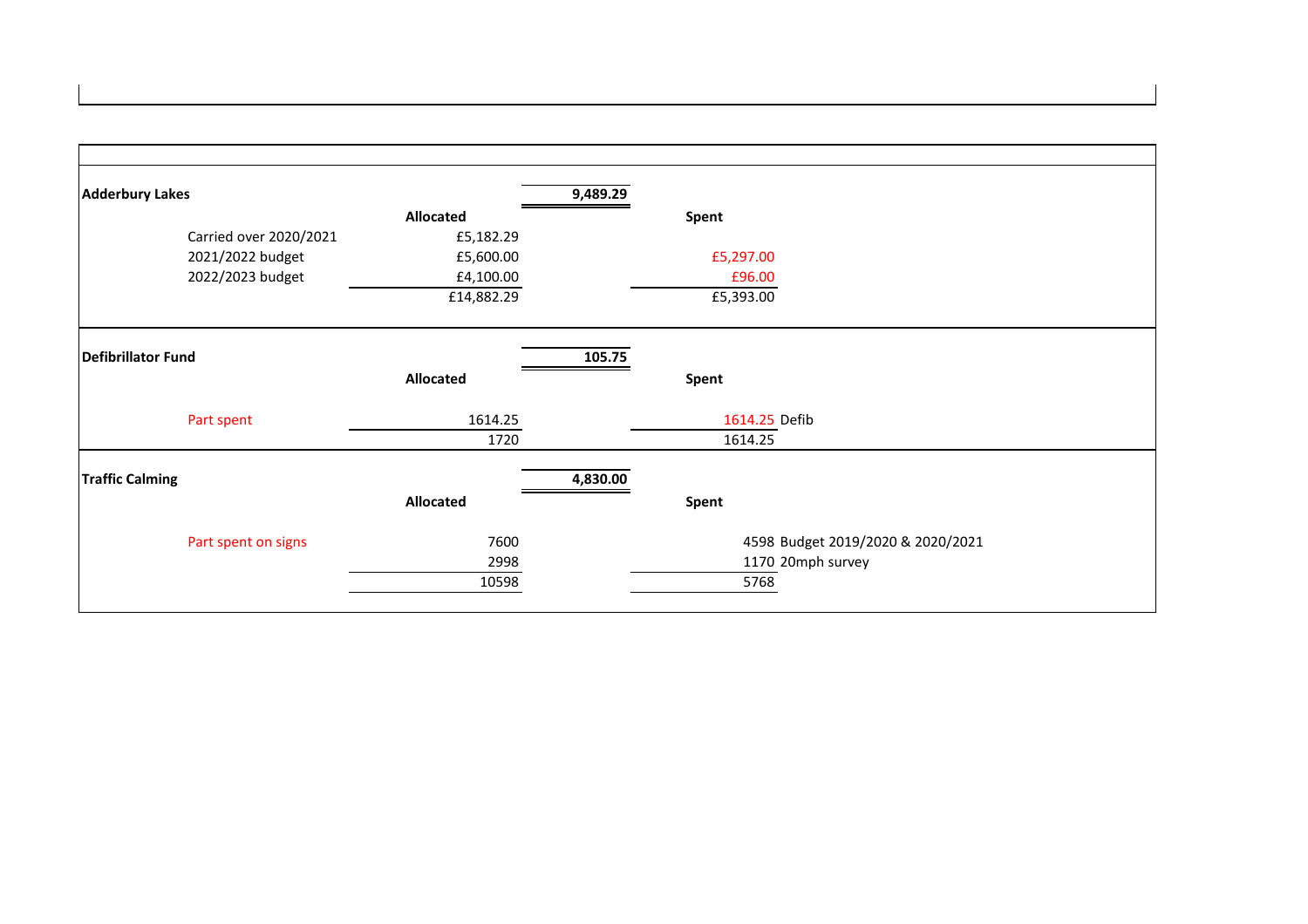| | | | | |
|---|---|---|---|---|
| **Adderbury Lakes** | | 9,489.29 | | |
| | **Allocated** | | **Spent** | |
| Carried over 2020/2021 | £5,182.29 | | | |
| 2021/2022 budget | £5,600.00 | | £5,297.00 | |
| 2022/2023 budget | £4,100.00 | | £96.00 | |
| | £14,882.29 | | £5,393.00 | |
| **Defibrillator Fund** | | 105.75 | | |
| | **Allocated** | | **Spent** | |
| Part spent | 1614.25 | | 1614.25 | Defib |
| | 1720 | | 1614.25 | |
| **Traffic Calming** | | 4,830.00 | | |
| | **Allocated** | | **Spent** | |
| Part spent on signs | 7600 | | 4598 | Budget 2019/2020 & 2020/2021 |
| | 2998 | | 1170 | 20mph survey |
| | 10598 | | 5768 | |